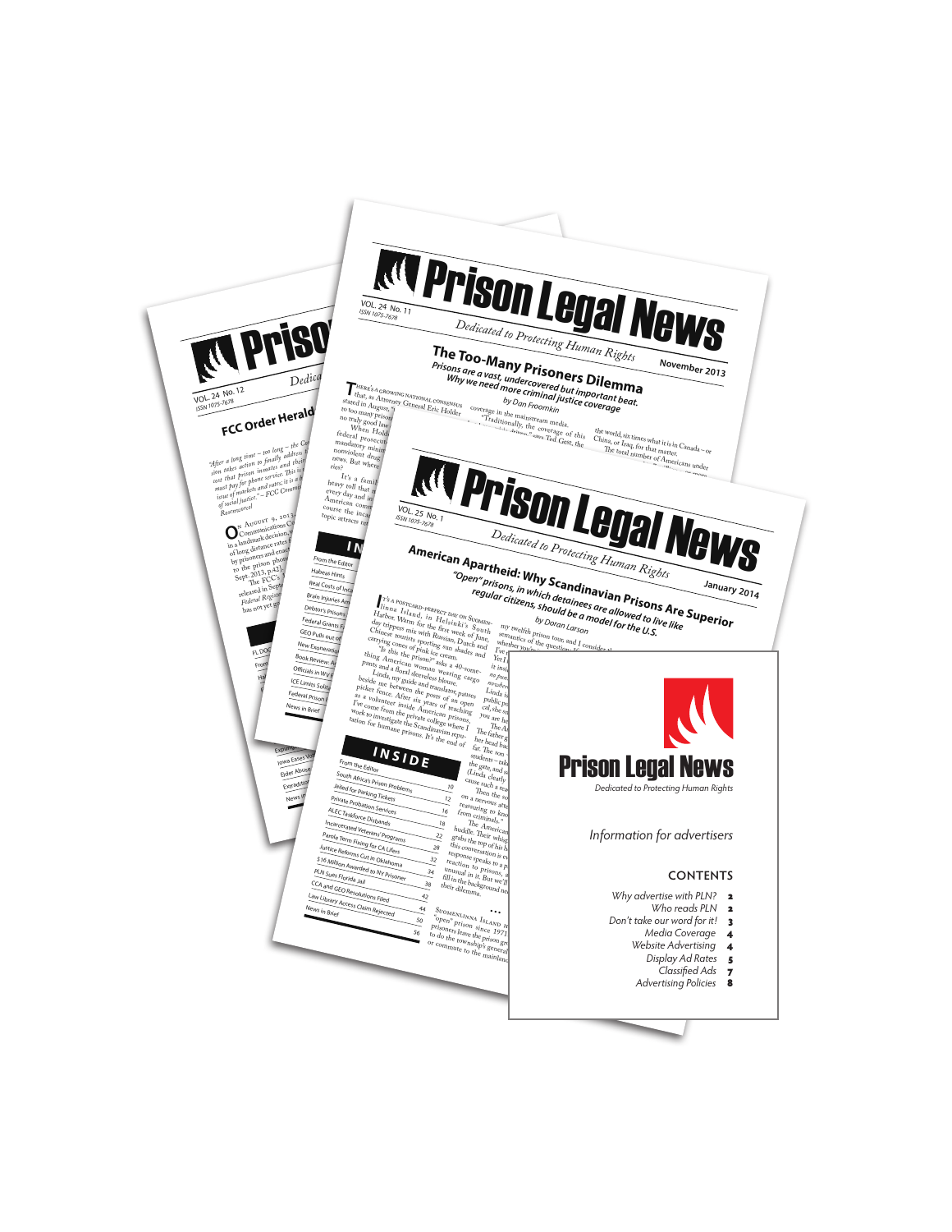# Prison Legal News

*Dedicated to Protecting Human Rights*

*Information for advertisers*

## CONTENTS

| | |
|---|---|
| *Why advertise with PLN?* | 2 |
| *Who reads PLN* | 2 |
| *Don't take our word for it!* | 3 |
| *Media Coverage* | 4 |
| *Website Advertising* | 4 |
| *Display Ad Rates* | 5 |
| *Classified Ads* | 7 |
| *Advertising Policies* | 8 |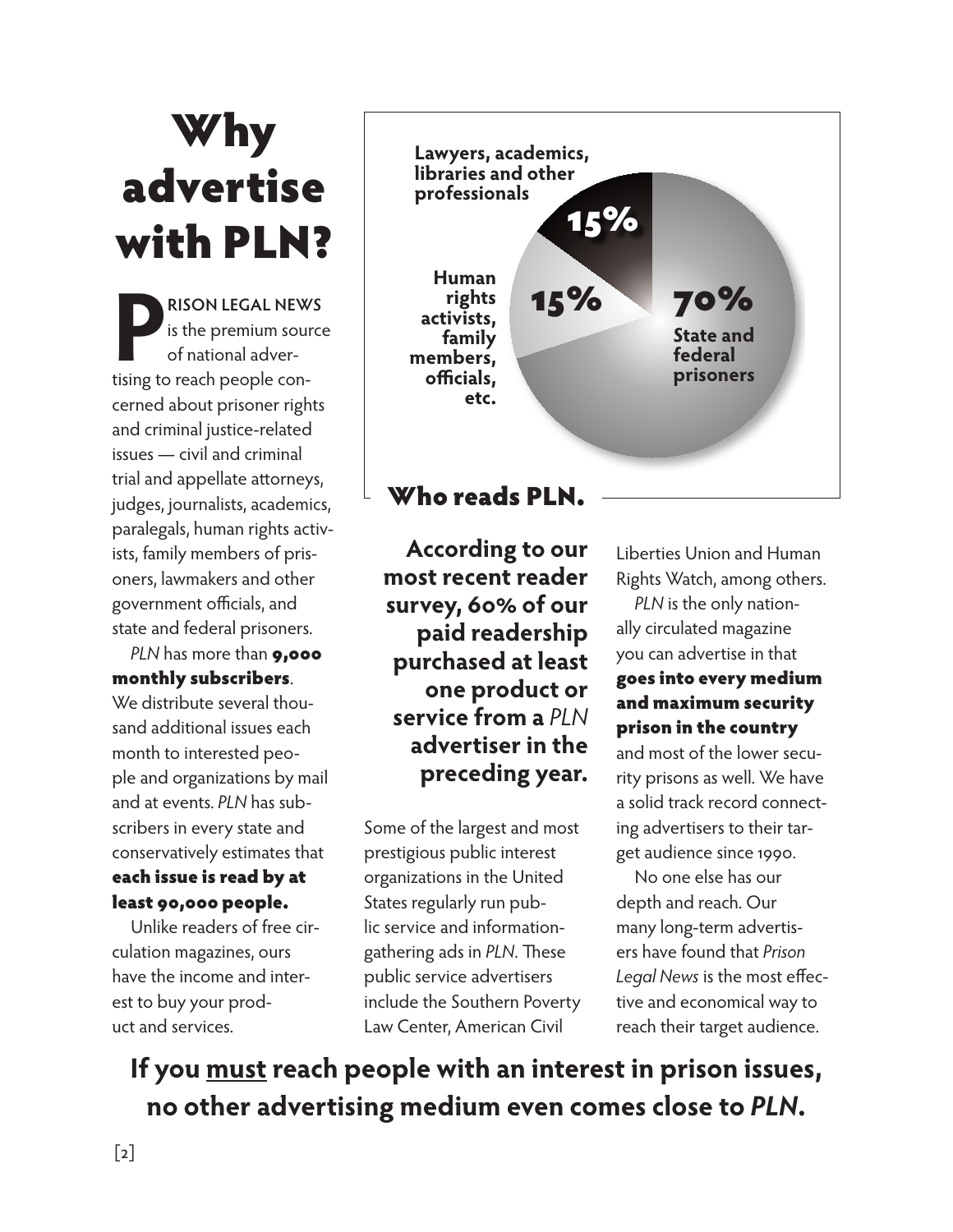# Why advertise with PLN?

**P**RISON LEGAL NEWS is the premium source of national advertising to reach people concerned about prisoner rights and criminal justice-related issues — civil and criminal trial and appellate attorneys, judges, journalists, academics, paralegals, human rights activists, family members of prisoners, lawmakers and other government officials, and state and federal prisoners.

*PLN* has more than **9,000 monthly subscribers**. We distribute several thousand additional issues each month to interested people and organizations by mail and at events. *PLN* has subscribers in every state and conservatively estimates that **each issue is read by at least 90,000 people.**

Unlike readers of free circulation magazines, ours have the income and interest to buy your product and services.

Lawyers, academics, libraries and other professionals
15%

Human rights activists, family members, officials, etc.
15%

70%
State and federal prisoners

## Who reads PLN.

**According to our most recent reader survey, 60% of our paid readership purchased at least one product or service from a *PLN* advertiser in the preceding year.**

Some of the largest and most prestigious public interest organizations in the United States regularly run public service and information-gathering ads in *PLN*. These public service advertisers include the Southern Poverty Law Center, American Civil Liberties Union and Human Rights Watch, among others.

*PLN* is the only nationally circulated magazine you can advertise in that **goes into every medium and maximum security prison in the country** and most of the lower security prisons as well. We have a solid track record connecting advertisers to their target audience since 1990.

No one else has our depth and reach. Our many long-term advertisers have found that *Prison Legal News* is the most effective and economical way to reach their target audience.

**If you <u>must</u> reach people with an interest in prison issues, no other advertising medium even comes close to *PLN*.**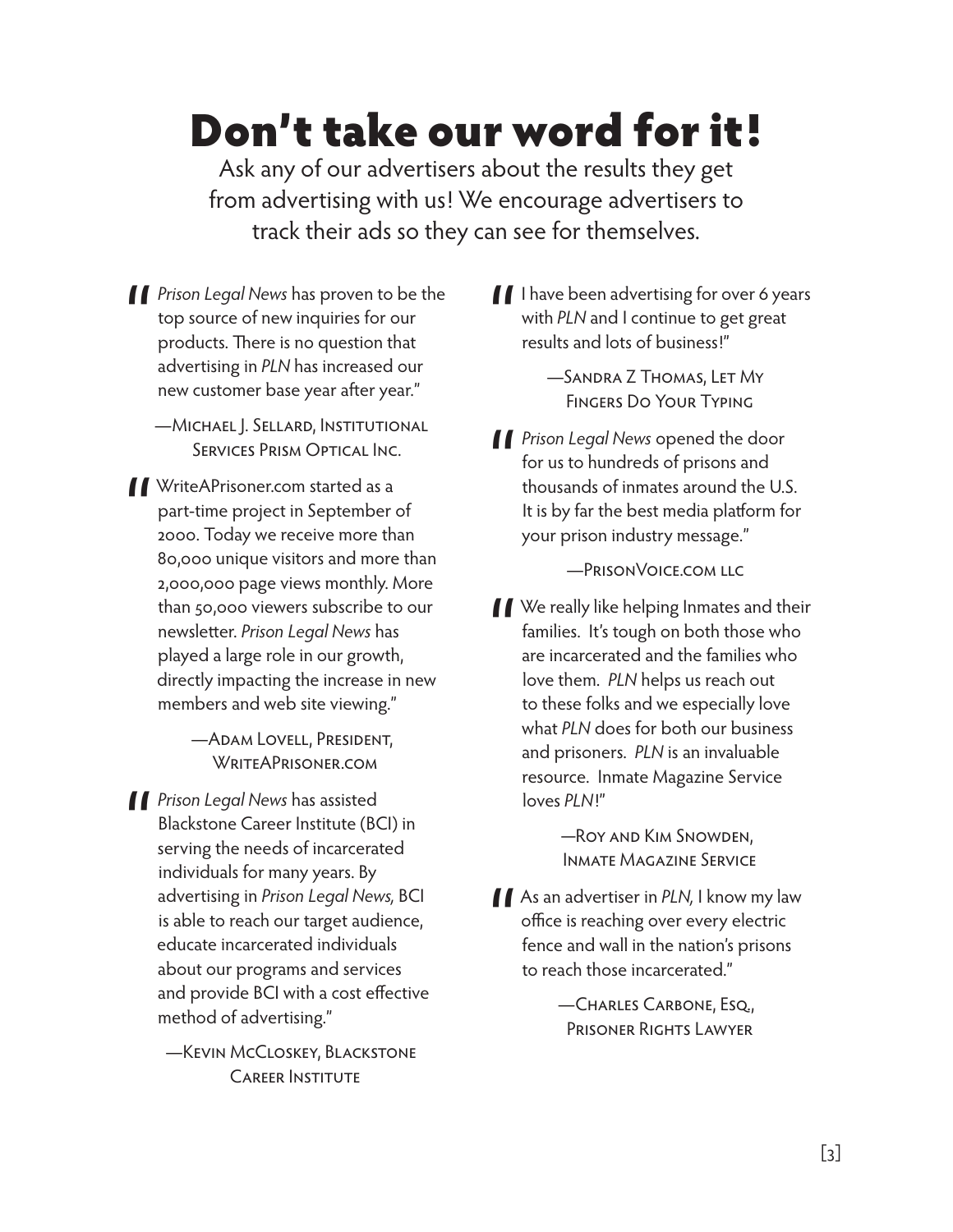# Don't take our word for it!

Ask any of our advertisers about the results they get from advertising with us! We encourage advertisers to track their ads so they can see for themselves.

"*Prison Legal News* has proven to be the top source of new inquiries for our products. There is no question that advertising in *PLN* has increased our new customer base year after year."

—Michael J. Sellard, Institutional Services Prism Optical Inc.

"WriteAPrisoner.com started as a part-time project in September of 2000. Today we receive more than 80,000 unique visitors and more than 2,000,000 page views monthly. More than 50,000 viewers subscribe to our newsletter. *Prison Legal News* has played a large role in our growth, directly impacting the increase in new members and web site viewing."

—Adam Lovell, President, WriteAPrisoner.com

"*Prison Legal News* has assisted Blackstone Career Institute (BCI) in serving the needs of incarcerated individuals for many years. By advertising in *Prison Legal News,* BCI is able to reach our target audience, educate incarcerated individuals about our programs and services and provide BCI with a cost effective method of advertising."

—Kevin McCloskey, Blackstone Career Institute

"I have been advertising for over 6 years with *PLN* and I continue to get great results and lots of business!"

—Sandra Z Thomas, Let My Fingers Do Your Typing

"*Prison Legal News* opened the door for us to hundreds of prisons and thousands of inmates around the U.S. It is by far the best media platform for your prison industry message."

—PrisonVoice.com llc

"We really like helping Inmates and their families. It's tough on both those who are incarcerated and the families who love them. *PLN* helps us reach out to these folks and we especially love what *PLN* does for both our business and prisoners. *PLN* is an invaluable resource. Inmate Magazine Service loves *PLN*!"

—Roy and Kim Snowden, Inmate Magazine Service

"As an advertiser in *PLN,* I know my law office is reaching over every electric fence and wall in the nation's prisons to reach those incarcerated."

—Charles Carbone, Esq., Prisoner Rights Lawyer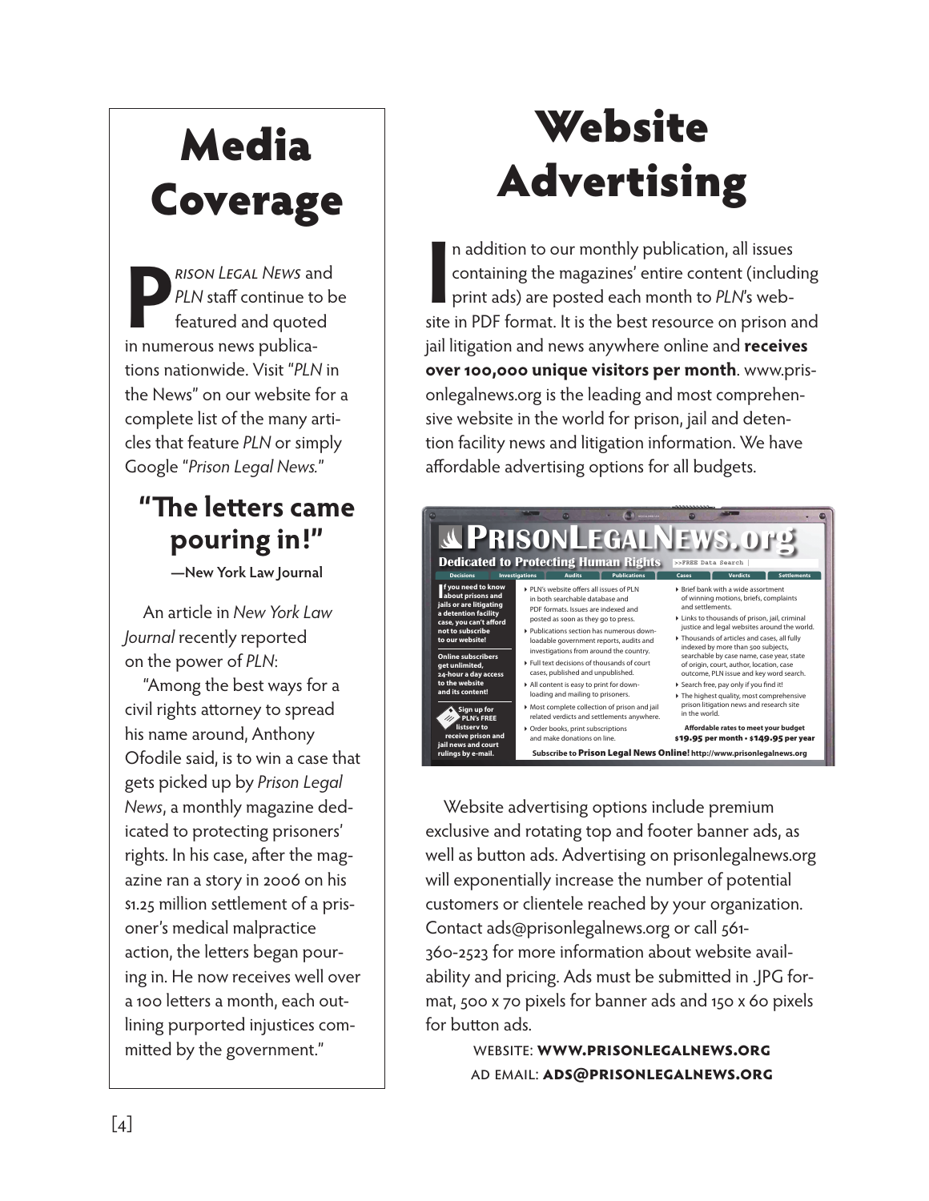# Media Coverage

*Prison Legal News* and *PLN* staff continue to be featured and quoted in numerous news publications nationwide. Visit "*PLN* in the News" on our website for a complete list of the many articles that feature *PLN* or simply Google "*Prison Legal News.*"

## "The letters came pouring in!"

**—New York Law Journal**

An article in *New York Law Journal* recently reported on the power of *PLN*:

"Among the best ways for a civil rights attorney to spread his name around, Anthony Ofodile said, is to win a case that gets picked up by *Prison Legal News*, a monthly magazine dedicated to protecting prisoners' rights. In his case, after the magazine ran a story in 2006 on his $1.25 million settlement of a prisoner's medical malpractice action, the letters began pouring in. He now receives well over a 100 letters a month, each outlining purported injustices committed by the government."

# Website Advertising

In addition to our monthly publication, all issues containing the magazines' entire content (including print ads) are posted each month to *PLN*'s website in PDF format. It is the best resource on prison and jail litigation and news anywhere online and **receives over 100,000 unique visitors per month**. www.prisonlegalnews.org is the leading and most comprehensive website in the world for prison, jail and detention facility news and litigation information. We have affordable advertising options for all budgets.

Website advertising options include premium exclusive and rotating top and footer banner ads, as well as button ads. Advertising on prisonlegalnews.org will exponentially increase the number of potential customers or clientele reached by your organization. Contact ads@prisonlegalnews.org or call 561-360-2523 for more information about website availability and pricing. Ads must be submitted in .JPG format, 500 x 70 pixels for banner ads and 150 x 60 pixels for button ads.

WEBSITE: **WWW.PRISONLEGALNEWS.ORG**
AD EMAIL: **ADS@PRISONLEGALNEWS.ORG**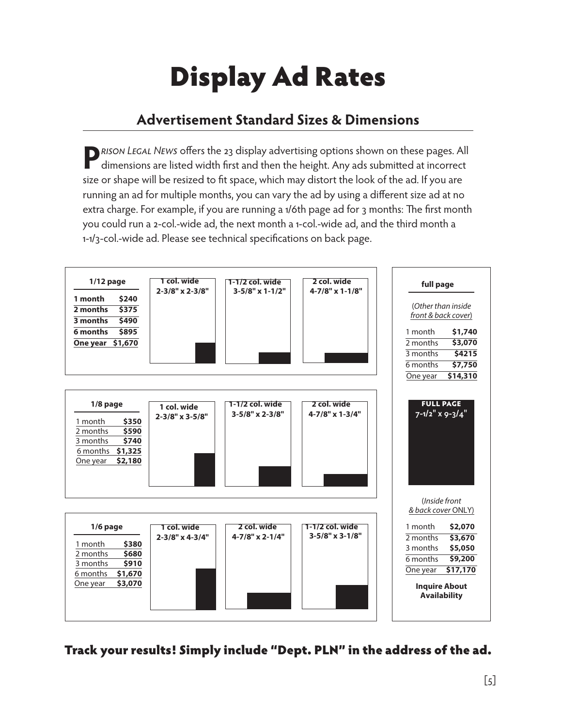# Display Ad Rates

## Advertisement Standard Sizes & Dimensions

*Prison Legal News* offers the 23 display advertising options shown on these pages. All dimensions are listed width first and then the height. Any ads submitted at incorrect size or shape will be resized to fit space, which may distort the look of the ad. If you are running an ad for multiple months, you can vary the ad by using a different size ad at no extra charge. For example, if you are running a 1/6th page ad for 3 months: The first month you could run a 2-col.-wide ad, the next month a 1-col.-wide ad, and the third month a 1-1/3-col.-wide ad. Please see technical specifications on back page.

### 1/12 page

| Duration | Price |
|---|---|
| 1 month | $240 |
| 2 months | $375 |
| 3 months | $490 |
| 6 months | $895 |
| One year | $1,670 |

- 1 col. wide: 2-3/8" x 2-3/8"
- 1-1/2 col. wide: 3-5/8" x 1-1/2"
- 2 col. wide: 4-7/8" x 1-1/8"

### 1/8 page

| Duration | Price |
|---|---|
| 1 month | $350 |
| 2 months | $590 |
| 3 months | $740 |
| 6 months | $1,325 |
| One year | $2,180 |

- 1 col. wide: 2-3/8" x 3-5/8"
- 1-1/2 col. wide: 3-5/8" x 2-3/8"
- 2 col. wide: 4-7/8" x 1-3/4"

### 1/6 page

| Duration | Price |
|---|---|
| 1 month | $380 |
| 2 months | $680 |
| 3 months | $910 |
| 6 months | $1,670 |
| One year | $3,070 |

- 1 col. wide: 2-3/8" x 4-3/4"
- 2 col. wide: 4-7/8" x 2-1/4"
- 1-1/2 col. wide: 3-5/8" x 3-1/8"

### full page

(*Other than inside front & back cover*)

| Duration | Price |
|---|---|
| 1 month | $1,740 |
| 2 months | $3,070 |
| 3 months | $4215 |
| 6 months | $7,750 |
| One year | $14,310 |

**FULL PAGE** 7-1/2" x 9-3/4"

(*Inside front & back cover* ONLY)

| Duration | Price |
|---|---|
| 1 month | $2,070 |
| 2 months | $3,670 |
| 3 months | $5,050 |
| 6 months | $9,200 |
| One year | $17,170 |

**Inquire About Availability**

**Track your results! Simply include "Dept. PLN" in the address of the ad.**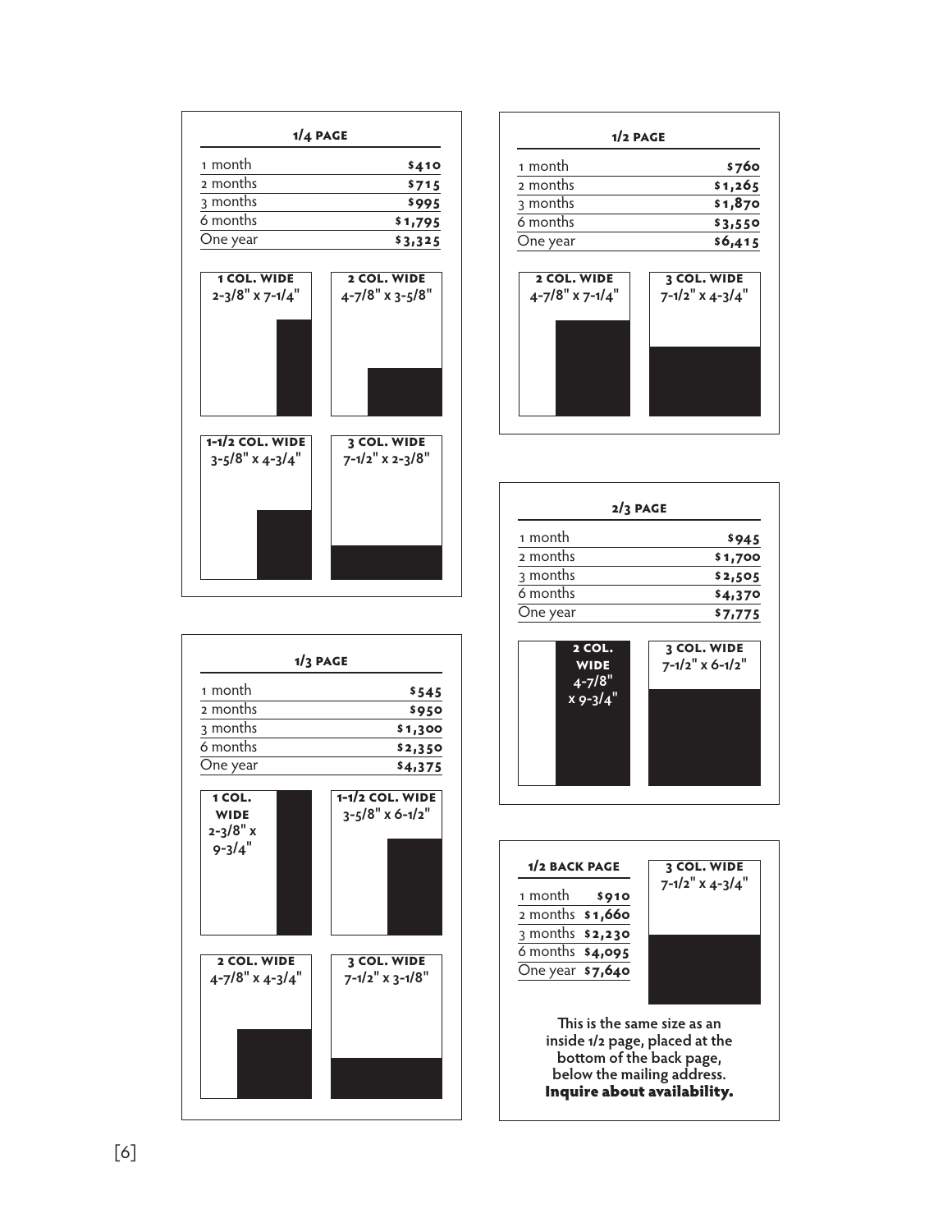### 1/4 PAGE

| | |
|---|---|
| 1 month | $410 |
| 2 months | $715 |
| 3 months | $995 |
| 6 months | $1,795 |
| One year | $3,325 |

**1 COL. WIDE** 2-3/8" x 7-1/4"

**2 COL. WIDE** 4-7/8" x 3-5/8"

**1-1/2 COL. WIDE** 3-5/8" x 4-3/4"

**3 COL. WIDE** 7-1/2" x 2-3/8"

### 1/3 PAGE

| | |
|---|---|
| 1 month | $545 |
| 2 months | $950 |
| 3 months | $1,300 |
| 6 months | $2,350 |
| One year | $4,375 |

**1 COL. WIDE** 2-3/8" x 9-3/4"

**1-1/2 COL. WIDE** 3-5/8" x 6-1/2"

**2 COL. WIDE** 4-7/8" x 4-3/4"

**3 COL. WIDE** 7-1/2" x 3-1/8"

### 1/2 PAGE

| | |
|---|---|
| 1 month | $760 |
| 2 months | $1,265 |
| 3 months | $1,870 |
| 6 months | $3,550 |
| One year | $6,415 |

**2 COL. WIDE** 4-7/8" x 7-1/4"

**3 COL. WIDE** 7-1/2" x 4-3/4"

### 2/3 PAGE

| | |
|---|---|
| 1 month | $945 |
| 2 months | $1,700 |
| 3 months | $2,505 |
| 6 months | $4,370 |
| One year | $7,775 |

**2 COL. WIDE** 4-7/8" x 9-3/4"

**3 COL. WIDE** 7-1/2" x 6-1/2"

### 1/2 BACK PAGE

| | |
|---|---|
| 1 month | $910 |
| 2 months | $1,660 |
| 3 months | $2,230 |
| 6 months | $4,095 |
| One year | $7,640 |

**3 COL. WIDE** 7-1/2" x 4-3/4"

**This is the same size as an inside 1/2 page, placed at the bottom of the back page, below the mailing address.**
**Inquire about availability.**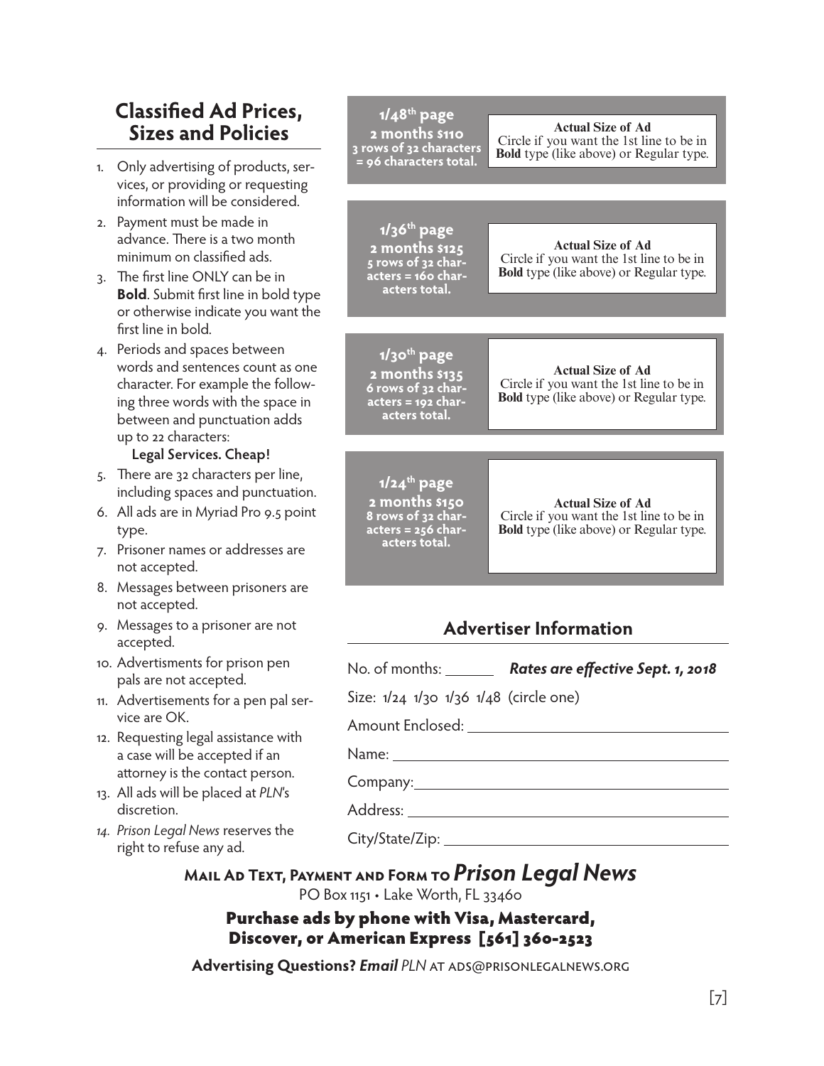## Classified Ad Prices, Sizes and Policies

1. Only advertising of products, services, or providing or requesting information will be considered.
2. Payment must be made in advance. There is a two month minimum on classified ads.
3. The first line ONLY can be in **Bold**. Submit first line in bold type or otherwise indicate you want the first line in bold.
4. Periods and spaces between words and sentences count as one character. For example the following three words with the space in between and punctuation adds up to 22 characters:
   **Legal Services. Cheap!**
5. There are 32 characters per line, including spaces and punctuation.
6. All ads are in Myriad Pro 9.5 point type.
7. Prisoner names or addresses are not accepted.
8. Messages between prisoners are not accepted.
9. Messages to a prisoner are not accepted.
10. Advertisments for prison pen pals are not accepted.
11. Advertisements for a pen pal service are OK.
12. Requesting legal assistance with a case will be accepted if an attorney is the contact person.
13. All ads will be placed at *PLN*'s discretion.
14. *Prison Legal News* reserves the right to refuse any ad.

**1/48th page**
**2 months $110**
**3 rows of 32 characters = 96 characters total.**

**Actual Size of Ad**
Circle if you want the 1st line to be in **Bold** type (like above) or Regular type.

**1/36th page**
**2 months $125**
**5 rows of 32 characters = 160 characters total.**

**Actual Size of Ad**
Circle if you want the 1st line to be in **Bold** type (like above) or Regular type.

**1/30th page**
**2 months $135**
**6 rows of 32 characters = 192 characters total.**

**Actual Size of Ad**
Circle if you want the 1st line to be in **Bold** type (like above) or Regular type.

**1/24th page**
**2 months $150**
**8 rows of 32 characters = 256 characters total.**

**Actual Size of Ad**
Circle if you want the 1st line to be in **Bold** type (like above) or Regular type.

## Advertiser Information

No. of months: ______ ***Rates are effective Sept. 1, 2018***

Size: 1/24 1/30 1/36 1/48 (circle one)

Amount Enclosed: ____________________

Name: ____________________

Company: ____________________

Address: ____________________

City/State/Zip: ____________________

**Mail Ad Text, Payment and Form to *Prison Legal News***
PO Box 1151 • Lake Worth, FL 33460

**Purchase ads by phone with Visa, Mastercard, Discover, or American Express [561] 360-2523**

**Advertising Questions? *Email* *PLN*** at ads@prisonlegalnews.org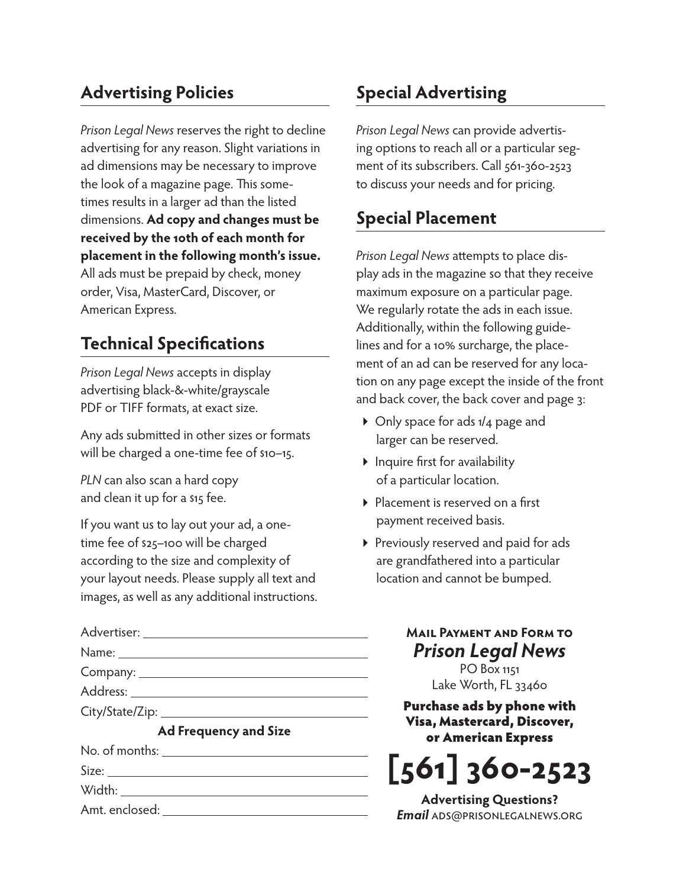## Advertising Policies

*Prison Legal News* reserves the right to decline advertising for any reason. Slight variations in ad dimensions may be necessary to improve the look of a magazine page. This sometimes results in a larger ad than the listed dimensions. **Ad copy and changes must be received by the 10th of each month for placement in the following month's issue.** All ads must be prepaid by check, money order, Visa, MasterCard, Discover, or American Express.

## Technical Specifications

*Prison Legal News* accepts in display advertising black-&-white/grayscale PDF or TIFF formats, at exact size.

Any ads submitted in other sizes or formats will be charged a one-time fee of $10–15.

*PLN* can also scan a hard copy and clean it up for a $15 fee.

If you want us to lay out your ad, a one-time fee of $25–100 will be charged according to the size and complexity of your layout needs. Please supply all text and images, as well as any additional instructions.

## Special Advertising

*Prison Legal News* can provide advertising options to reach all or a particular segment of its subscribers. Call 561-360-2523 to discuss your needs and for pricing.

## Special Placement

*Prison Legal News* attempts to place display ads in the magazine so that they receive maximum exposure on a particular page. We regularly rotate the ads in each issue. Additionally, within the following guidelines and for a 10% surcharge, the placement of an ad can be reserved for any location on any page except the inside of the front and back cover, the back cover and page 3:

- Only space for ads 1/4 page and larger can be reserved.
- Inquire first for availability of a particular location.
- Placement is reserved on a first payment received basis.
- Previously reserved and paid for ads are grandfathered into a particular location and cannot be bumped.

Advertiser: ______________________

Name: ______________________

Company: ______________________

Address: ______________________

City/State/Zip: ______________________

**Ad Frequency and Size**

No. of months: ______________________

Size: ______________________

Width: ______________________

Amt. enclosed: ______________________

**Mail Payment and Form to**
***Prison Legal News***
PO Box 1151
Lake Worth, FL 33460

**Purchase ads by phone with Visa, Mastercard, Discover, or American Express**

**[561] 360-2523**

**Advertising Questions?**
***Email*** ADS@PRISONLEGALNEWS.ORG